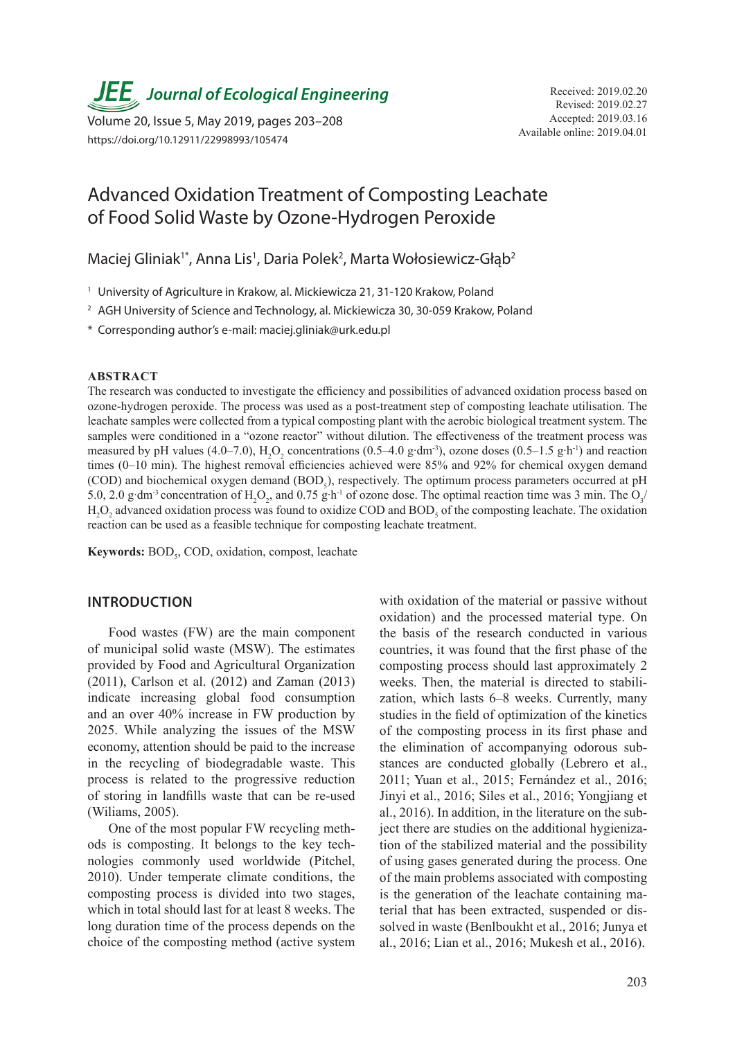# Advanced Oxidation Treatment of Composting Leachate of Food Solid Waste by Ozone-Hydrogen Peroxide

Maciej Gliniak[1*], Anna Lis[1], Daria Polek[2], Marta Wołosiewicz-Głąb[2]

[1] University of Agriculture in Krakow, al. Mickiewicza 21, 31-120 Krakow, Poland

[2] AGH University of Science and Technology, al. Mickiewicza 30, 30-059 Krakow, Poland

[*] Corresponding author's e-mail: maciej.gliniak@urk.edu.pl

Received: 2019.02.20
Revised: 2019.02.27
Accepted: 2019.03.16
Available online: 2019.04.01

## ABSTRACT

The research was conducted to investigate the efficiency and possibilities of advanced oxidation process based on ozone-hydrogen peroxide. The process was used as a post-treatment step of composting leachate utilisation. The leachate samples were collected from a typical composting plant with the aerobic biological treatment system. The samples were conditioned in a "ozone reactor" without dilution. The effectiveness of the treatment process was measured by pH values (4.0–7.0), $H_2O_2$ concentrations (0.5–4.0 $g \cdot dm^{-3}$), ozone doses (0.5–1.5 $g \cdot h^{-1}$) and reaction times (0–10 min). The highest removal efficiencies achieved were 85% and 92% for chemical oxygen demand (COD) and biochemical oxygen demand ($BOD_5$), respectively. The optimum process parameters occurred at pH 5.0, 2.0 $g \cdot dm^{-3}$ concentration of $H_2O_2$, and 0.75 $g \cdot h^{-1}$ of ozone dose. The optimal reaction time was 3 min. The $O_3/H_2O_2$ advanced oxidation process was found to oxidize COD and $BOD_5$ of the composting leachate. The oxidation reaction can be used as a feasible technique for composting leachate treatment.

**Keywords:** $BOD_5$, COD, oxidation, compost, leachate

## INTRODUCTION

Food wastes (FW) are the main component of municipal solid waste (MSW). The estimates provided by Food and Agricultural Organization (2011), Carlson et al. (2012) and Zaman (2013) indicate increasing global food consumption and an over 40% increase in FW production by 2025. While analyzing the issues of the MSW economy, attention should be paid to the increase in the recycling of biodegradable waste. This process is related to the progressive reduction of storing in landfills waste that can be re-used (Wiliams, 2005).

One of the most popular FW recycling methods is composting. It belongs to the key technologies commonly used worldwide (Pitchel, 2010). Under temperate climate conditions, the composting process is divided into two stages, which in total should last for at least 8 weeks. The long duration time of the process depends on the choice of the composting method (active system with oxidation of the material or passive without oxidation) and the processed material type. On the basis of the research conducted in various countries, it was found that the first phase of the composting process should last approximately 2 weeks. Then, the material is directed to stabilization, which lasts 6–8 weeks. Currently, many studies in the field of optimization of the kinetics of the composting process in its first phase and the elimination of accompanying odorous substances are conducted globally (Lebrero et al., 2011; Yuan et al., 2015; Fernández et al., 2016; Jinyi et al., 2016; Siles et al., 2016; Yongjiang et al., 2016). In addition, in the literature on the subject there are studies on the additional hygienization of the stabilized material and the possibility of using gases generated during the process. One of the main problems associated with composting is the generation of the leachate containing material that has been extracted, suspended or dissolved in waste (Benlboukht et al., 2016; Junya et al., 2016; Lian et al., 2016; Mukesh et al., 2016).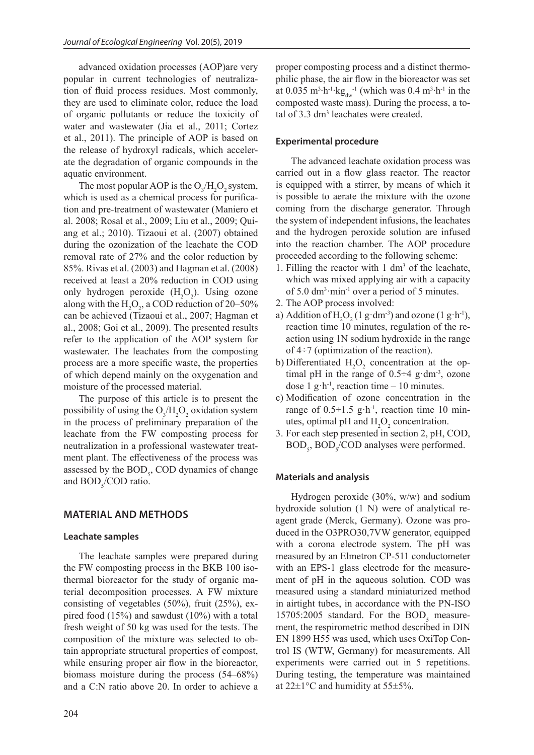advanced oxidation processes (AOP)are very popular in current technologies of neutralization of fluid process residues. Most commonly, they are used to eliminate color, reduce the load of organic pollutants or reduce the toxicity of water and wastewater (Jia et al., 2011; Cortez et al., 2011). The principle of AOP is based on the release of hydroxyl radicals, which accelerate the degradation of organic compounds in the aquatic environment.

The most popular AOP is the $O_3/H_2O_2$ system, which is used as a chemical process for purification and pre-treatment of wastewater (Maniero et al. 2008; Rosal et al., 2009; Liu et al., 2009; Quiang et al.; 2010). Tizaoui et al. (2007) obtained during the ozonization of the leachate the COD removal rate of 27% and the color reduction by 85%. Rivas et al. (2003) and Hagman et al. (2008) received at least a 20% reduction in COD using only hydrogen peroxide ($H_2O_2$). Using ozone along with the $H_2O_2$, a COD reduction of 20–50% can be achieved (Tizaoui et al., 2007; Hagman et al., 2008; Goi et al., 2009). The presented results refer to the application of the AOP system for wastewater. The leachates from the composting process are a more specific waste, the properties of which depend mainly on the oxygenation and moisture of the processed material.

The purpose of this article is to present the possibility of using the $O_3/H_2O_2$ oxidation system in the process of preliminary preparation of the leachate from the FW composting process for neutralization in a professional wastewater treatment plant. The effectiveness of the process was assessed by the $BOD_5$, COD dynamics of change and $BOD_5$/COD ratio.

## MATERIAL AND METHODS

### Leachate samples

The leachate samples were prepared during the FW composting process in the BKB 100 isothermal bioreactor for the study of organic material decomposition processes. A FW mixture consisting of vegetables (50%), fruit (25%), expired food (15%) and sawdust (10%) with a total fresh weight of 50 kg was used for the tests. The composition of the mixture was selected to obtain appropriate structural properties of compost, while ensuring proper air flow in the bioreactor, biomass moisture during the process (54–68%) and a C:N ratio above 20. In order to achieve a proper composting process and a distinct thermophilic phase, the air flow in the bioreactor was set at $0.035\ m^3 \cdot h^{-1} \cdot kg_{dw}^{-1}$ (which was $0.4\ m^3 \cdot h^{-1}$ in the composted waste mass). During the process, a total of $3.3\ dm^3$ leachates were created.

### Experimental procedure

The advanced leachate oxidation process was carried out in a flow glass reactor. The reactor is equipped with a stirrer, by means of which it is possible to aerate the mixture with the ozone coming from the discharge generator. Through the system of independent infusions, the leachates and the hydrogen peroxide solution are infused into the reaction chamber. The AOP procedure proceeded according to the following scheme:

1. Filling the reactor with $1\ dm^3$ of the leachate, which was mixed applying air with a capacity of $5.0\ dm^3 \cdot min^{-1}$ over a period of 5 minutes.
2. The AOP process involved:
   a) Addition of $H_2O_2$ ($1\ g \cdot dm^{-3}$) and ozone ($1\ g \cdot h^{-1}$), reaction time 10 minutes, regulation of the reaction using 1N sodium hydroxide in the range of 4÷7 (optimization of the reaction).
   b) Differentiated $H_2O_2$ concentration at the optimal pH in the range of $0.5 \div 4\ g \cdot dm^{-3}$, ozone dose $1\ g \cdot h^{-1}$, reaction time – 10 minutes.
   c) Modification of ozone concentration in the range of $0.5 \div 1.5\ g \cdot h^{-1}$, reaction time 10 minutes, optimal pH and $H_2O_2$ concentration.
3. For each step presented in section 2, pH, COD, $BOD_5$, $BOD_5$/COD analyses were performed.

### Materials and analysis

Hydrogen peroxide (30%, w/w) and sodium hydroxide solution (1 N) were of analytical reagent grade (Merck, Germany). Ozone was produced in the O3PRO30,7VW generator, equipped with a corona electrode system. The pH was measured by an Elmetron CP-511 conductometer with an EPS-1 glass electrode for the measurement of pH in the aqueous solution. COD was measured using a standard miniaturized method in airtight tubes, in accordance with the PN-ISO 15705:2005 standard. For the $BOD_5$ measurement, the respirometric method described in DIN EN 1899 H55 was used, which uses OxiTop Control IS (WTW, Germany) for measurements. All experiments were carried out in 5 repetitions. During testing, the temperature was maintained at 22±1°C and humidity at 55±5%.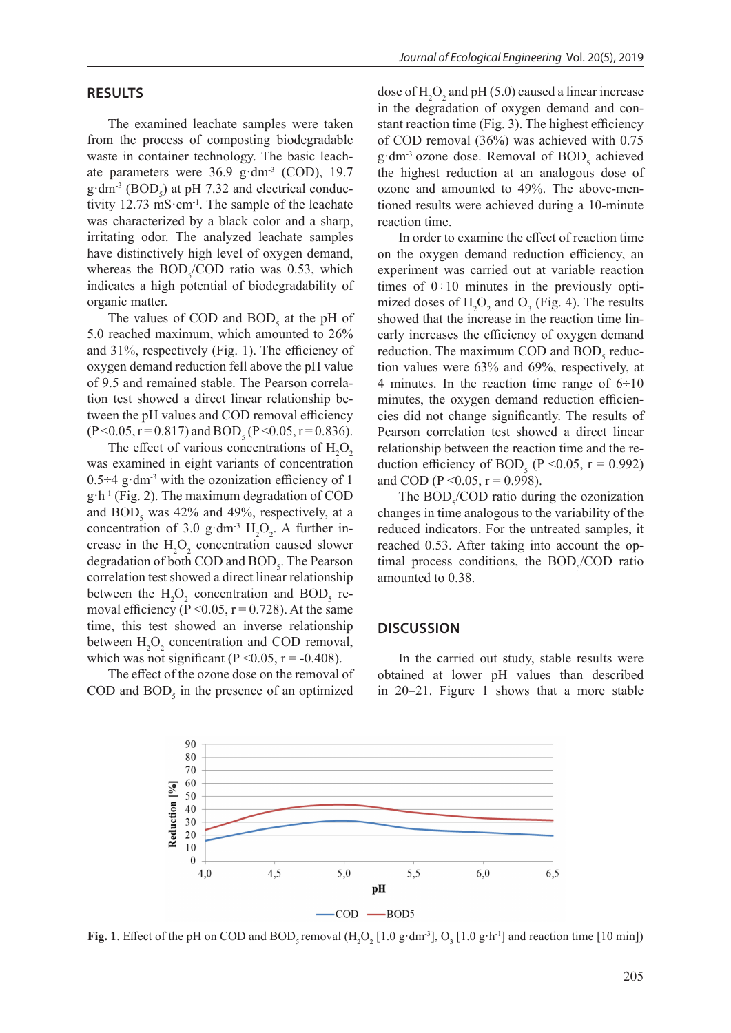## RESULTS

The examined leachate samples were taken from the process of composting biodegradable waste in container technology. The basic leachate parameters were 36.9 $g \cdot dm^{-3}$ (COD), 19.7 $g \cdot dm^{-3}$ ($BOD_5$) at pH 7.32 and electrical conductivity 12.73 $mS \cdot cm^{-1}$. The sample of the leachate was characterized by a black color and a sharp, irritating odor. The analyzed leachate samples have distinctively high level of oxygen demand, whereas the $BOD_5$/COD ratio was 0.53, which indicates a high potential of biodegradability of organic matter.

The values of COD and $BOD_5$ at the pH of 5.0 reached maximum, which amounted to 26% and 31%, respectively (Fig. 1). The efficiency of oxygen demand reduction fell above the pH value of 9.5 and remained stable. The Pearson correlation test showed a direct linear relationship between the pH values and COD removal efficiency ($P<0.05$, $r=0.817$) and $BOD_5$ ($P<0.05$, $r=0.836$).

The effect of various concentrations of $H_2O_2$ was examined in eight variants of concentration 0.5÷4 $g \cdot dm^{-3}$ with the ozonization efficiency of 1 $g \cdot h^{-1}$ (Fig. 2). The maximum degradation of COD and $BOD_5$ was 42% and 49%, respectively, at a concentration of 3.0 $g \cdot dm^{-3}$ $H_2O_2$. A further increase in the $H_2O_2$ concentration caused slower degradation of both COD and $BOD_5$. The Pearson correlation test showed a direct linear relationship between the $H_2O_2$ concentration and $BOD_5$ removal efficiency ($P<0.05$, $r=0.728$). At the same time, this test showed an inverse relationship between $H_2O_2$ concentration and COD removal, which was not significant ($P<0.05$, $r=-0.408$).

The effect of the ozone dose on the removal of COD and $BOD_5$ in the presence of an optimized dose of $H_2O_2$ and pH (5.0) caused a linear increase in the degradation of oxygen demand and constant reaction time (Fig. 3). The highest efficiency of COD removal (36%) was achieved with 0.75 $g \cdot dm^{-3}$ ozone dose. Removal of $BOD_5$ achieved the highest reduction at an analogous dose of ozone and amounted to 49%. The above-mentioned results were achieved during a 10-minute reaction time.

In order to examine the effect of reaction time on the oxygen demand reduction efficiency, an experiment was carried out at variable reaction times of 0÷10 minutes in the previously optimized doses of $H_2O_2$ and $O_3$ (Fig. 4). The results showed that the increase in the reaction time linearly increases the efficiency of oxygen demand reduction. The maximum COD and $BOD_5$ reduction values were 63% and 69%, respectively, at 4 minutes. In the reaction time range of 6÷10 minutes, the oxygen demand reduction efficiencies did not change significantly. The results of Pearson correlation test showed a direct linear relationship between the reaction time and the reduction efficiency of $BOD_5$ ($P<0.05$, $r=0.992$) and COD ($P<0.05$, $r=0.998$).

The $BOD_5$/COD ratio during the ozonization changes in time analogous to the variability of the reduced indicators. For the untreated samples, it reached 0.53. After taking into account the optimal process conditions, the $BOD_5$/COD ratio amounted to 0.38.

## DISCUSSION

In the carried out study, stable results were obtained at lower pH values than described in 20–21. Figure 1 shows that a more stable

**Fig. 1**. Effect of the pH on COD and $BOD_5$ removal ($H_2O_2$ [1.0 $g \cdot dm^{-3}$], $O_3$ [1.0 $g \cdot h^{-1}$] and reaction time [10 min])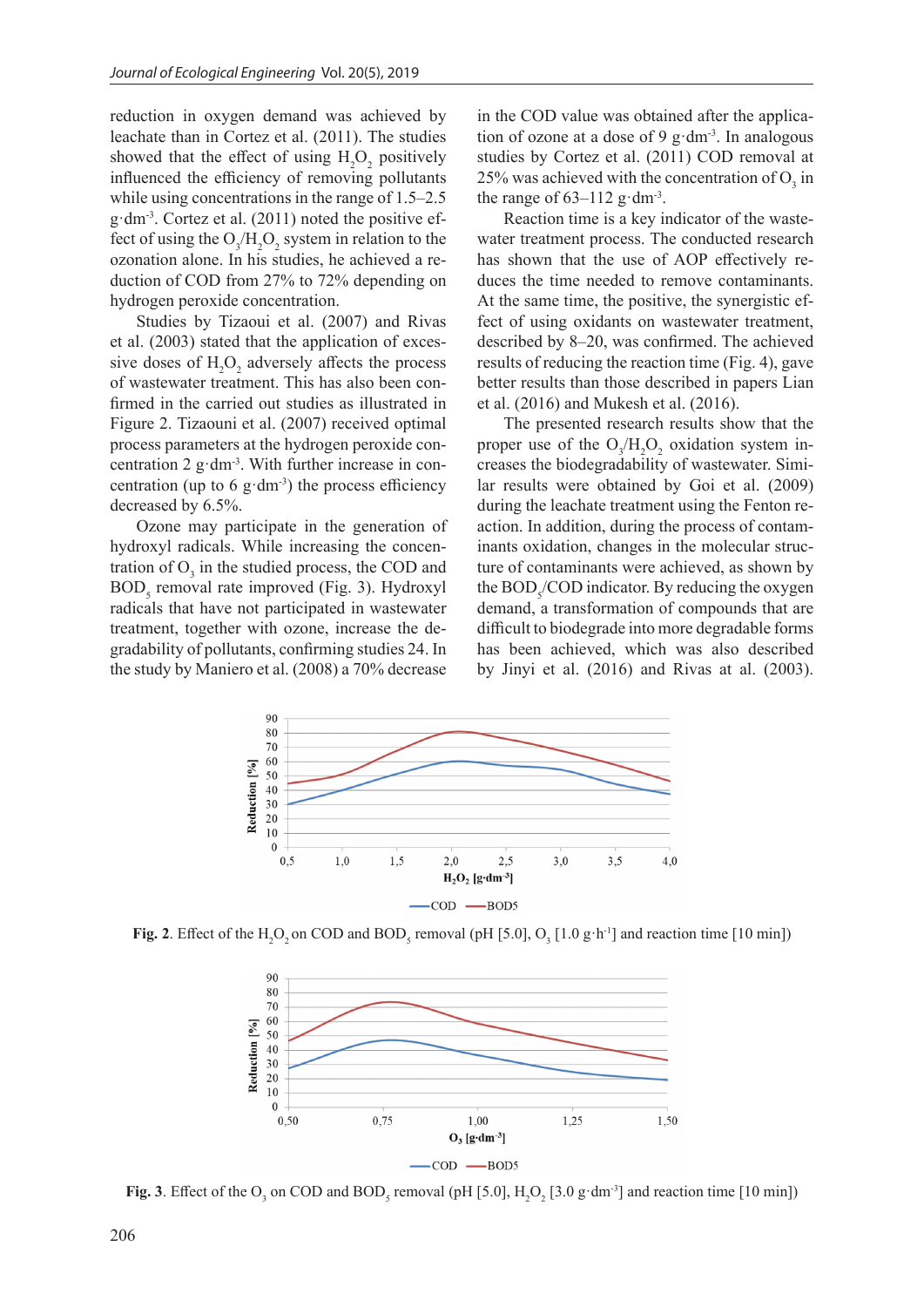reduction in oxygen demand was achieved by leachate than in Cortez et al. (2011). The studies showed that the effect of using $H_2O_2$ positively influenced the efficiency of removing pollutants while using concentrations in the range of 1.5–2.5 $g \cdot dm^{-3}$. Cortez et al. (2011) noted the positive effect of using the $O_3/H_2O_2$ system in relation to the ozonation alone. In his studies, he achieved a reduction of COD from 27% to 72% depending on hydrogen peroxide concentration.

Studies by Tizaoui et al. (2007) and Rivas et al. (2003) stated that the application of excessive doses of $H_2O_2$ adversely affects the process of wastewater treatment. This has also been confirmed in the carried out studies as illustrated in Figure 2. Tizaouni et al. (2007) received optimal process parameters at the hydrogen peroxide concentration 2 $g \cdot dm^{-3}$. With further increase in concentration (up to 6 $g \cdot dm^{-3}$) the process efficiency decreased by 6.5%.

Ozone may participate in the generation of hydroxyl radicals. While increasing the concentration of $O_3$ in the studied process, the COD and $BOD_5$ removal rate improved (Fig. 3). Hydroxyl radicals that have not participated in wastewater treatment, together with ozone, increase the degradability of pollutants, confirming studies 24. In the study by Maniero et al. (2008) a 70% decrease in the COD value was obtained after the application of ozone at a dose of 9 $g \cdot dm^{-3}$. In analogous studies by Cortez et al. (2011) COD removal at 25% was achieved with the concentration of $O_3$ in the range of 63–112 $g \cdot dm^{-3}$.

Reaction time is a key indicator of the wastewater treatment process. The conducted research has shown that the use of AOP effectively reduces the time needed to remove contaminants. At the same time, the positive, the synergistic effect of using oxidants on wastewater treatment, described by 8–20, was confirmed. The achieved results of reducing the reaction time (Fig. 4), gave better results than those described in papers Lian et al. (2016) and Mukesh et al. (2016).

The presented research results show that the proper use of the $O_3/H_2O_2$ oxidation system increases the biodegradability of wastewater. Similar results were obtained by Goi et al. (2009) during the leachate treatment using the Fenton reaction. In addition, during the process of contaminants oxidation, changes in the molecular structure of contaminants were achieved, as shown by the $BOD_5$/COD indicator. By reducing the oxygen demand, a transformation of compounds that are difficult to biodegrade into more degradable forms has been achieved, which was also described by Jinyi et al. (2016) and Rivas at al. (2003).

**Fig. 2**. Effect of the $H_2O_2$ on COD and $BOD_5$ removal (pH [5.0], $O_3$ [1.0 $g \cdot h^{-1}$] and reaction time [10 min])

**Fig. 3**. Effect of the $O_3$ on COD and $BOD_5$ removal (pH [5.0], $H_2O_2$ [3.0 $g \cdot dm^{-3}$] and reaction time [10 min])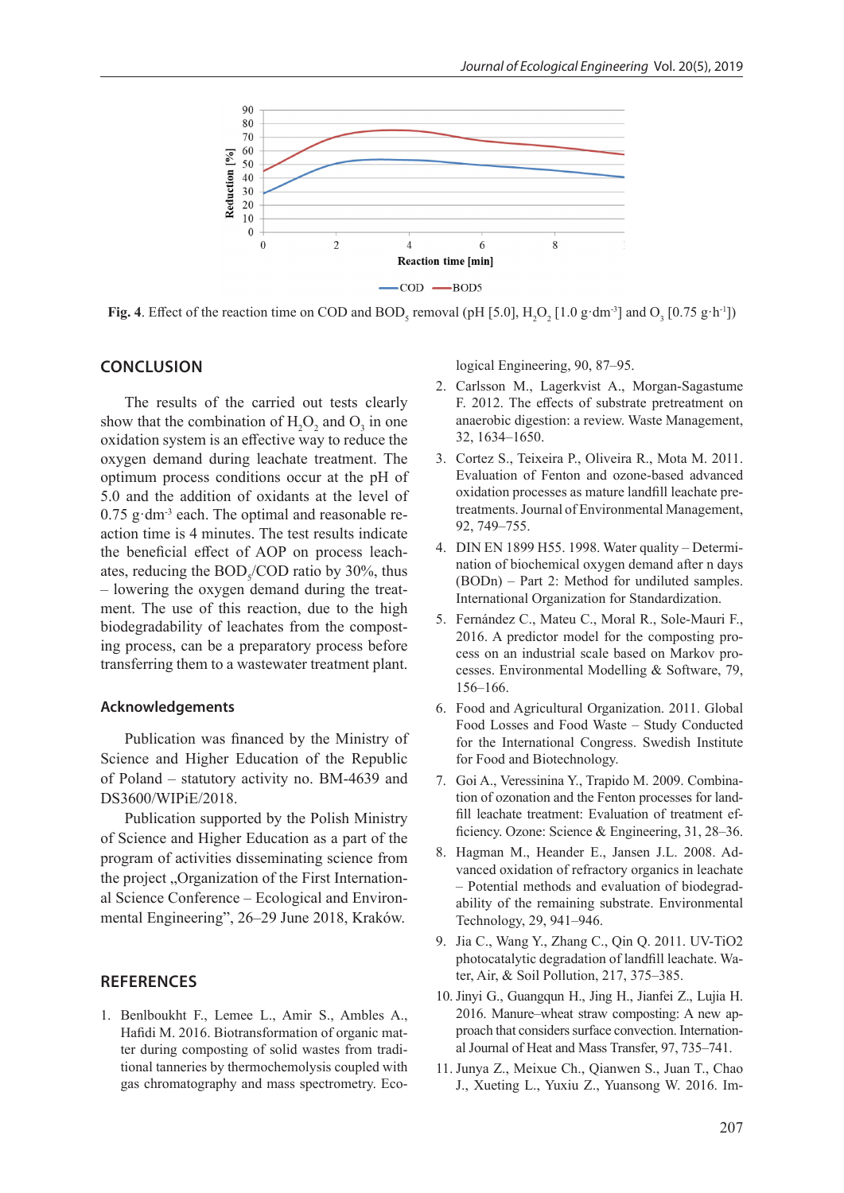Fig. 4. Effect of the reaction time on COD and $BOD_5$ removal (pH [5.0], $H_2O_2$ [1.0 g·dm$^{-3}$] and $O_3$ [0.75 g·h$^{-1}$])

## CONCLUSION

The results of the carried out tests clearly show that the combination of $H_2O_2$ and $O_3$ in one oxidation system is an effective way to reduce the oxygen demand during leachate treatment. The optimum process conditions occur at the pH of 5.0 and the addition of oxidants at the level of 0.75 g·dm$^{-3}$ each. The optimal and reasonable reaction time is 4 minutes. The test results indicate the beneficial effect of AOP on process leachates, reducing the $BOD_5$/COD ratio by 30%, thus – lowering the oxygen demand during the treatment. The use of this reaction, due to the high biodegradability of leachates from the composting process, can be a preparatory process before transferring them to a wastewater treatment plant.

### Acknowledgements

Publication was financed by the Ministry of Science and Higher Education of the Republic of Poland – statutory activity no. BM-4639 and DS3600/WIPiE/2018.

Publication supported by the Polish Ministry of Science and Higher Education as a part of the program of activities disseminating science from the project „Organization of the First International Science Conference – Ecological and Environmental Engineering", 26–29 June 2018, Kraków.

## REFERENCES

1. Benlboukht F., Lemee L., Amir S., Ambles A., Hafidi M. 2016. Biotransformation of organic matter during composting of solid wastes from traditional tanneries by thermochemolysis coupled with gas chromatography and mass spectrometry. Ecological Engineering, 90, 87–95.
2. Carlsson M., Lagerkvist A., Morgan-Sagastume F. 2012. The effects of substrate pretreatment on anaerobic digestion: a review. Waste Management, 32, 1634–1650.
3. Cortez S., Teixeira P., Oliveira R., Mota M. 2011. Evaluation of Fenton and ozone-based advanced oxidation processes as mature landfill leachate pre-treatments. Journal of Environmental Management, 92, 749–755.
4. DIN EN 1899 H55. 1998. Water quality – Determination of biochemical oxygen demand after n days (BODn) – Part 2: Method for undiluted samples. International Organization for Standardization.
5. Fernández C., Mateu C., Moral R., Sole-Mauri F., 2016. A predictor model for the composting process on an industrial scale based on Markov processes. Environmental Modelling & Software, 79, 156–166.
6. Food and Agricultural Organization. 2011. Global Food Losses and Food Waste – Study Conducted for the International Congress. Swedish Institute for Food and Biotechnology.
7. Goi A., Veressinina Y., Trapido M. 2009. Combination of ozonation and the Fenton processes for landfill leachate treatment: Evaluation of treatment efficiency. Ozone: Science & Engineering, 31, 28–36.
8. Hagman M., Heander E., Jansen J.L. 2008. Advanced oxidation of refractory organics in leachate – Potential methods and evaluation of biodegradability of the remaining substrate. Environmental Technology, 29, 941–946.
9. Jia C., Wang Y., Zhang C., Qin Q. 2011. UV-TiO2 photocatalytic degradation of landfill leachate. Water, Air, & Soil Pollution, 217, 375–385.
10. Jinyi G., Guangqun H., Jing H., Jianfei Z., Lujia H. 2016. Manure–wheat straw composting: A new approach that considers surface convection. International Journal of Heat and Mass Transfer, 97, 735–741.
11. Junya Z., Meixue Ch., Qianwen S., Juan T., Chao J., Xueting L., Yuxiu Z., Yuansong W. 2016. Im-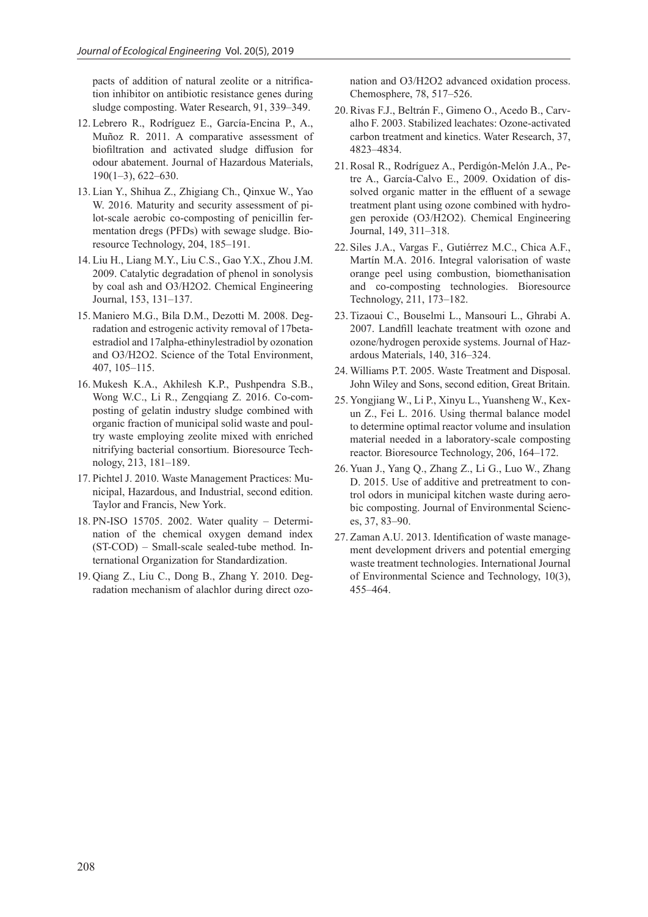pacts of addition of natural zeolite or a nitrification inhibitor on antibiotic resistance genes during sludge composting. Water Research, 91, 339–349.

12. Lebrero R., Rodríguez E., García-Encina P., A., Muñoz R. 2011. A comparative assessment of biofiltration and activated sludge diffusion for odour abatement. Journal of Hazardous Materials, 190(1–3), 622–630.
13. Lian Y., Shihua Z., Zhigiang Ch., Qinxue W., Yao W. 2016. Maturity and security assessment of pilot-scale aerobic co-composting of penicillin fermentation dregs (PFDs) with sewage sludge. Bioresource Technology, 204, 185–191.
14. Liu H., Liang M.Y., Liu C.S., Gao Y.X., Zhou J.M. 2009. Catalytic degradation of phenol in sonolysis by coal ash and O3/H2O2. Chemical Engineering Journal, 153, 131–137.
15. Maniero M.G., Bila D.M., Dezotti M. 2008. Degradation and estrogenic activity removal of 17beta-estradiol and 17alpha-ethinylestradiol by ozonation and O3/H2O2. Science of the Total Environment, 407, 105–115.
16. Mukesh K.A., Akhilesh K.P., Pushpendra S.B., Wong W.C., Li R., Zengqiang Z. 2016. Co-composting of gelatin industry sludge combined with organic fraction of municipal solid waste and poultry waste employing zeolite mixed with enriched nitrifying bacterial consortium. Bioresource Technology, 213, 181–189.
17. Pichtel J. 2010. Waste Management Practices: Municipal, Hazardous, and Industrial, second edition. Taylor and Francis, New York.
18. PN-ISO 15705. 2002. Water quality – Determination of the chemical oxygen demand index (ST-COD) – Small-scale sealed-tube method. International Organization for Standardization.
19. Qiang Z., Liu C., Dong B., Zhang Y. 2010. Degradation mechanism of alachlor during direct ozonation and O3/H2O2 advanced oxidation process. Chemosphere, 78, 517–526.
20. Rivas F.J., Beltrán F., Gimeno O., Acedo B., Carvalho F. 2003. Stabilized leachates: Ozone-activated carbon treatment and kinetics. Water Research, 37, 4823–4834.
21. Rosal R., Rodríguez A., Perdigón-Melón J.A., Petre A., García-Calvo E., 2009. Oxidation of dissolved organic matter in the effluent of a sewage treatment plant using ozone combined with hydrogen peroxide (O3/H2O2). Chemical Engineering Journal, 149, 311–318.
22. Siles J.A., Vargas F., Gutiérrez M.C., Chica A.F., Martín M.A. 2016. Integral valorisation of waste orange peel using combustion, biomethanisation and co-composting technologies. Bioresource Technology, 211, 173–182.
23. Tizaoui C., Bouselmi L., Mansouri L., Ghrabi A. 2007. Landfill leachate treatment with ozone and ozone/hydrogen peroxide systems. Journal of Hazardous Materials, 140, 316–324.
24. Williams P.T. 2005. Waste Treatment and Disposal. John Wiley and Sons, second edition, Great Britain.
25. Yongjiang W., Li P., Xinyu L., Yuansheng W., Kexun Z., Fei L. 2016. Using thermal balance model to determine optimal reactor volume and insulation material needed in a laboratory-scale composting reactor. Bioresource Technology, 206, 164–172.
26. Yuan J., Yang Q., Zhang Z., Li G., Luo W., Zhang D. 2015. Use of additive and pretreatment to control odors in municipal kitchen waste during aerobic composting. Journal of Environmental Sciences, 37, 83–90.
27. Zaman A.U. 2013. Identification of waste management development drivers and potential emerging waste treatment technologies. International Journal of Environmental Science and Technology, 10(3), 455–464.